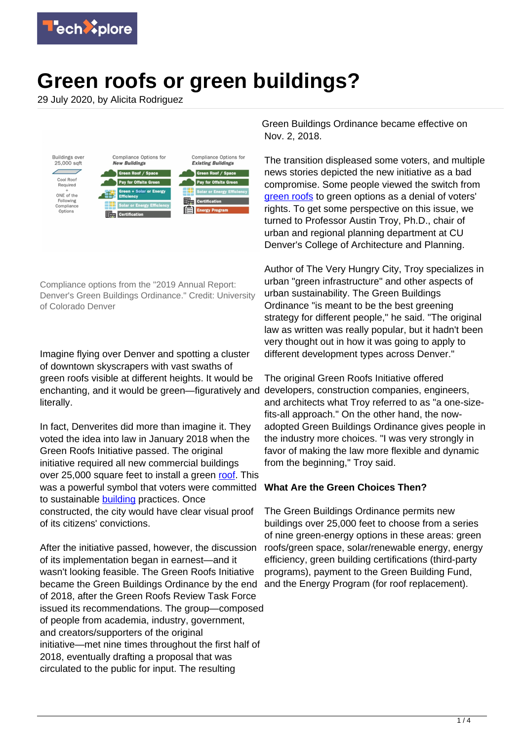# Green roofs or green buildings?

29 July 2020, by Alicita Rodriguez

Compliance options from the "2019 Annual Report: Denver's Green Buildings Ordinance." Credit: University of Colorado Denver

Imagine flying over Denver and spotting a cluster of downtown skyscrapers with vast swaths of green roofs visible at different heights. It would be enchanting, and it would be green—figuratively and literally.

In fact, Denverites did more than imagine it. They voted the idea into law in January 2018 when the Green Roofs Initiative passed. The original initiative required all new commercial buildings over 25,000 square feet to install a green roof. This was a powerful symbol that voters were committed to sustainable building practices. Once constructed, the city would have clear visual proof of its citizens' convictions.

After the initiative passed, however, the discussion of its implementation began in earnest—and it wasn't looking feasible. The Green Roofs Initiative became the Green Buildings Ordinance by the end of 2018, after the Green Roofs Review Task Force issued its recommendations. The group—composed of people from academia, industry, government, and creators/supporters of the original initiative—met nine times throughout the first half of 2018, eventually drafting a proposal that was circulated to the public for input. The resulting Green Buildings Ordinance became effective on Nov. 2, 2018.

The transition displeased some voters, and multiple news stories depicted the new initiative as a bad compromise. Some people viewed the switch from green roofs to green options as a denial of voters' rights. To get some perspective on this issue, we turned to Professor Austin Troy, Ph.D., chair of urban and regional planning department at CU Denver's College of Architecture and Planning.

Author of The Very Hungry City, Troy specializes in urban "green infrastructure" and other aspects of urban sustainability. The Green Buildings Ordinance "is meant to be the best greening strategy for different people," he said. "The original law as written was really popular, but it hadn't been very thought out in how it was going to apply to different development types across Denver."

The original Green Roofs Initiative offered developers, construction companies, engineers, and architects what Troy referred to as "a one-size-fits-all approach." On the other hand, the now-adopted Green Buildings Ordinance gives people in the industry more choices. "I was very strongly in favor of making the law more flexible and dynamic from the beginning," Troy said.

**What Are the Green Choices Then?**

The Green Buildings Ordinance permits new buildings over 25,000 feet to choose from a series of nine green-energy options in these areas: green roofs/green space, solar/renewable energy, energy efficiency, green building certifications (third-party programs), payment to the Green Building Fund, and the Energy Program (for roof replacement).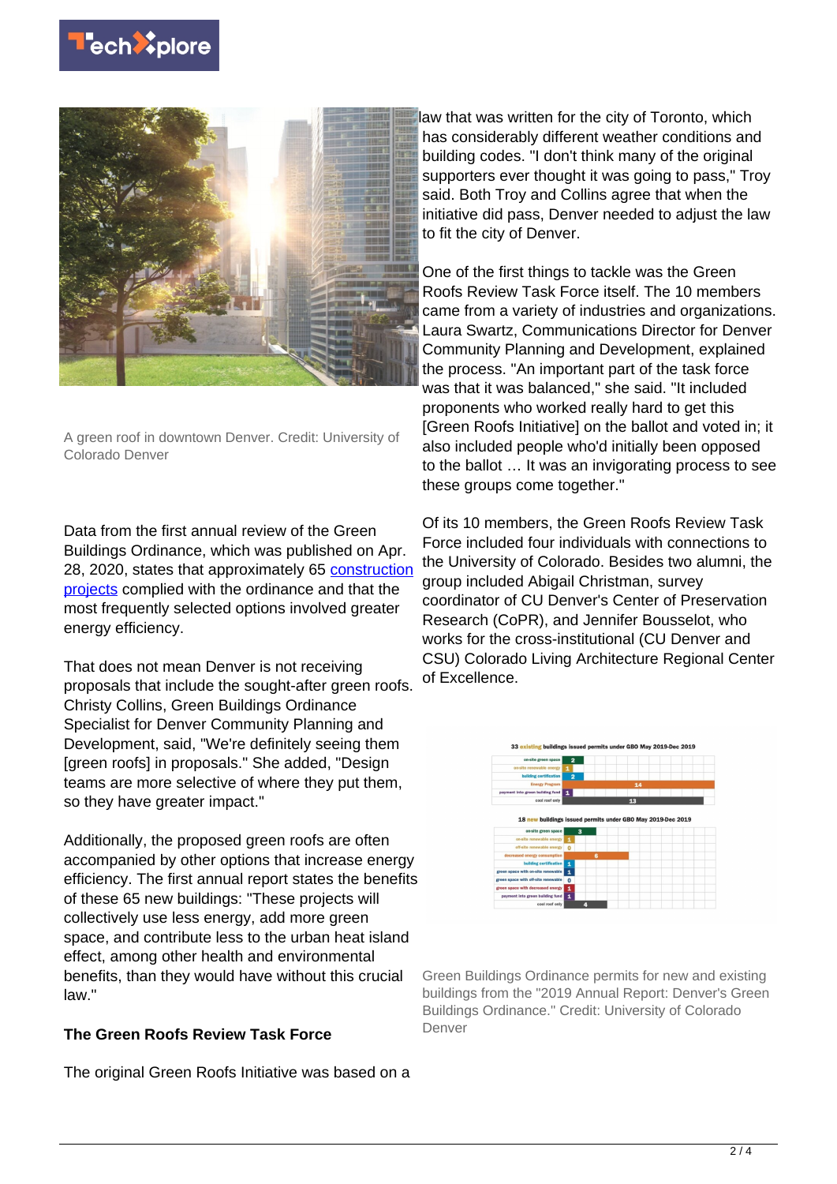A green roof in downtown Denver. Credit: University of Colorado Denver

Data from the first annual review of the Green Buildings Ordinance, which was published on Apr. 28, 2020, states that approximately 65 construction projects complied with the ordinance and that the most frequently selected options involved greater energy efficiency.

That does not mean Denver is not receiving proposals that include the sought-after green roofs. Christy Collins, Green Buildings Ordinance Specialist for Denver Community Planning and Development, said, "We're definitely seeing them [green roofs] in proposals." She added, "Design teams are more selective of where they put them, so they have greater impact."

Additionally, the proposed green roofs are often accompanied by other options that increase energy efficiency. The first annual report states the benefits of these 65 new buildings: "These projects will collectively use less energy, add more green space, and contribute less to the urban heat island effect, among other health and environmental benefits, than they would have without this crucial law."

**The Green Roofs Review Task Force**

The original Green Roofs Initiative was based on a law that was written for the city of Toronto, which has considerably different weather conditions and building codes. "I don't think many of the original supporters ever thought it was going to pass," Troy said. Both Troy and Collins agree that when the initiative did pass, Denver needed to adjust the law to fit the city of Denver.

One of the first things to tackle was the Green Roofs Review Task Force itself. The 10 members came from a variety of industries and organizations. Laura Swartz, Communications Director for Denver Community Planning and Development, explained the process. "An important part of the task force was that it was balanced," she said. "It included proponents who worked really hard to get this [Green Roofs Initiative] on the ballot and voted in; it also included people who'd initially been opposed to the ballot … It was an invigorating process to see these groups come together."

Of its 10 members, the Green Roofs Review Task Force included four individuals with connections to the University of Colorado. Besides two alumni, the group included Abigail Christman, survey coordinator of CU Denver's Center of Preservation Research (CoPR), and Jennifer Bousselot, who works for the cross-institutional (CU Denver and CSU) Colorado Living Architecture Regional Center of Excellence.

Green Buildings Ordinance permits for new and existing buildings from the "2019 Annual Report: Denver's Green Buildings Ordinance." Credit: University of Colorado Denver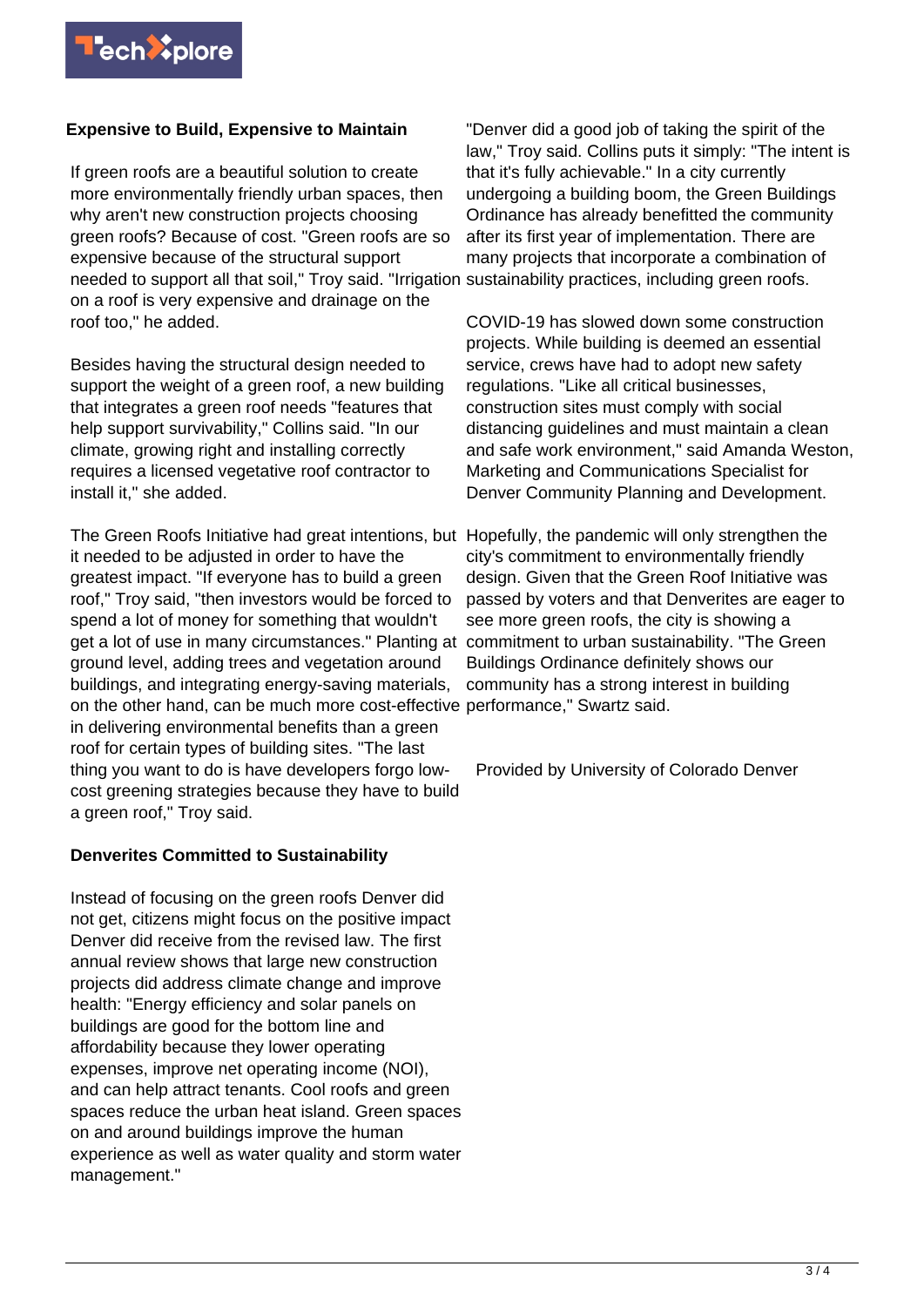### Expensive to Build, Expensive to Maintain

If green roofs are a beautiful solution to create more environmentally friendly urban spaces, then why aren't new construction projects choosing green roofs? Because of cost. "Green roofs are so expensive because of the structural support needed to support all that soil," Troy said. "Irrigation on a roof is very expensive and drainage on the roof too," he added.

Besides having the structural design needed to support the weight of a green roof, a new building that integrates a green roof needs "features that help support survivability," Collins said. "In our climate, growing right and installing correctly requires a licensed vegetative roof contractor to install it," she added.

The Green Roofs Initiative had great intentions, but it needed to be adjusted in order to have the greatest impact. "If everyone has to build a green roof," Troy said, "then investors would be forced to spend a lot of money for something that wouldn't get a lot of use in many circumstances." Planting at ground level, adding trees and vegetation around buildings, and integrating energy-saving materials, on the other hand, can be much more cost-effective in delivering environmental benefits than a green roof for certain types of building sites. "The last thing you want to do is have developers forgo low-cost greening strategies because they have to build a green roof," Troy said.

### Denverites Committed to Sustainability

Instead of focusing on the green roofs Denver did not get, citizens might focus on the positive impact Denver did receive from the revised law. The first annual review shows that large new construction projects did address climate change and improve health: "Energy efficiency and solar panels on buildings are good for the bottom line and affordability because they lower operating expenses, improve net operating income (NOI), and can help attract tenants. Cool roofs and green spaces reduce the urban heat island. Green spaces on and around buildings improve the human experience as well as water quality and storm water management."

"Denver did a good job of taking the spirit of the law," Troy said. Collins puts it simply: "The intent is that it's fully achievable." In a city currently undergoing a building boom, the Green Buildings Ordinance has already benefitted the community after its first year of implementation. There are many projects that incorporate a combination of sustainability practices, including green roofs.

COVID-19 has slowed down some construction projects. While building is deemed an essential service, crews have had to adopt new safety regulations. "Like all critical businesses, construction sites must comply with social distancing guidelines and must maintain a clean and safe work environment," said Amanda Weston, Marketing and Communications Specialist for Denver Community Planning and Development.

Hopefully, the pandemic will only strengthen the city's commitment to environmentally friendly design. Given that the Green Roof Initiative was passed by voters and that Denverites are eager to see more green roofs, the city is showing a commitment to urban sustainability. "The Green Buildings Ordinance definitely shows our community has a strong interest in building performance," Swartz said.

Provided by University of Colorado Denver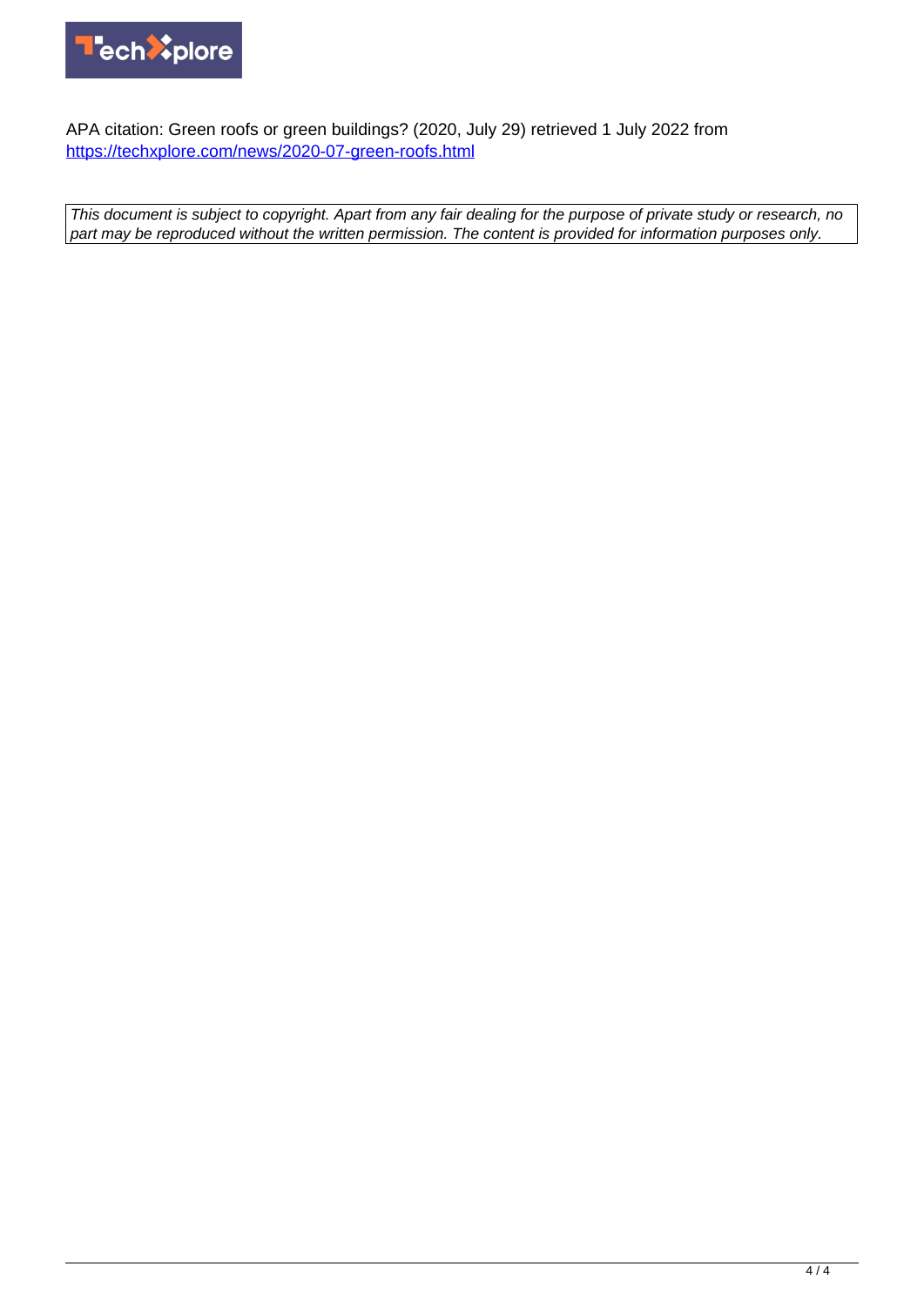APA citation: Green roofs or green buildings? (2020, July 29) retrieved 1 July 2022 from https://techxplore.com/news/2020-07-green-roofs.html

*This document is subject to copyright. Apart from any fair dealing for the purpose of private study or research, no part may be reproduced without the written permission. The content is provided for information purposes only.*